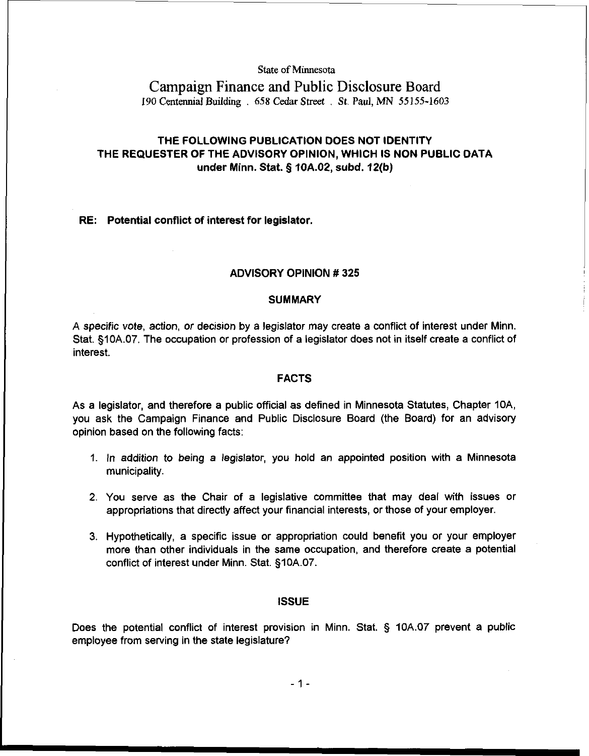State of Minnesota

# Campaign Finance and Public Disclosure Board

190 Centennial Building . 658 Cedar Street . St. Paul, MN 55155-1603

**THE FOLLOWING PUBLICATION DOES NOT IDENTITY THE REQUESTER OF THE ADVISORY OPINION, WHICH IS NON PUBLIC DATA under Minn. Stat. § 10A.02, subd. 12(b)**

**RE: Potential conflict of interest for legislator.**

## ADVISORY OPINION # 325

### SUMMARY

A specific vote, action, or decision by a legislator may create a conflict of interest under Minn. Stat. §10A.07. The occupation or profession of a legislator does not in itself create a conflict of interest.

### FACTS

As a legislator, and therefore a public official as defined in Minnesota Statutes, Chapter 10A, you ask the Campaign Finance and Public Disclosure Board (the Board) for an advisory opinion based on the following facts:

1. In addition to being a legislator, you hold an appointed position with a Minnesota municipality.
2. You serve as the Chair of a legislative committee that may deal with issues or appropriations that directly affect your financial interests, or those of your employer.
3. Hypothetically, a specific issue or appropriation could benefit you or your employer more than other individuals in the same occupation, and therefore create a potential conflict of interest under Minn. Stat. §10A.07.

### ISSUE

Does the potential conflict of interest provision in Minn. Stat. § 10A.07 prevent a public employee from serving in the state legislature?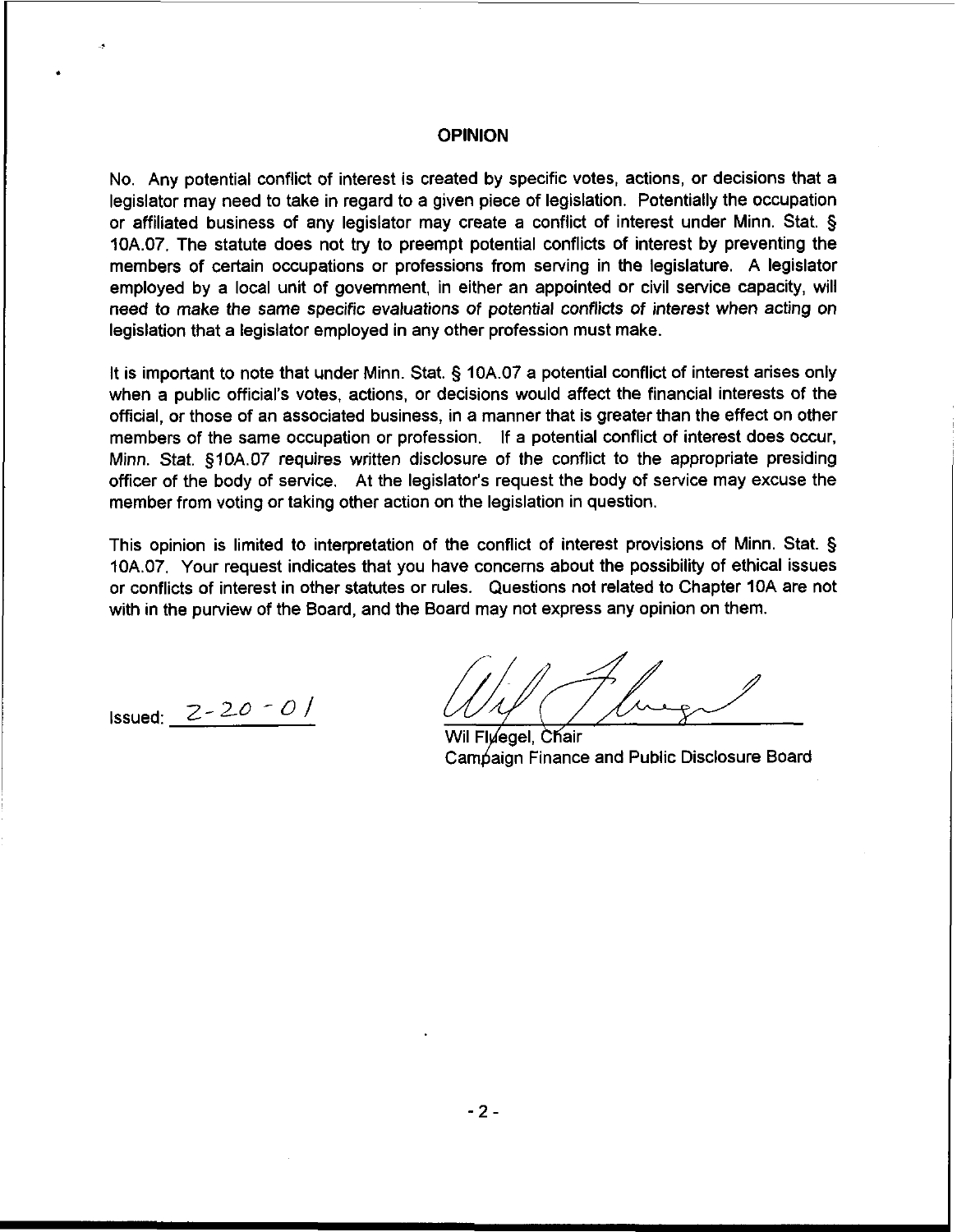## OPINION

No. Any potential conflict of interest is created by specific votes, actions, or decisions that a legislator may need to take in regard to a given piece of legislation. Potentially the occupation or affiliated business of any legislator may create a conflict of interest under Minn. Stat. § 10A.07. The statute does not try to preempt potential conflicts of interest by preventing the members of certain occupations or professions from serving in the legislature. A legislator employed by a local unit of government, in either an appointed or civil service capacity, will need to make the same specific evaluations of potential conflicts of interest when acting on legislation that a legislator employed in any other profession must make.

It is important to note that under Minn. Stat. § 10A.07 a potential conflict of interest arises only when a public official's votes, actions, or decisions would affect the financial interests of the official, or those of an associated business, in a manner that is greater than the effect on other members of the same occupation or profession. If a potential conflict of interest does occur, Minn. Stat. §10A.07 requires written disclosure of the conflict to the appropriate presiding officer of the body of service. At the legislator's request the body of service may excuse the member from voting or taking other action on the legislation in question.

This opinion is limited to interpretation of the conflict of interest provisions of Minn. Stat. § 10A.07. Your request indicates that you have concerns about the possibility of ethical issues or conflicts of interest in other statutes or rules. Questions not related to Chapter 10A are not with in the purview of the Board, and the Board may not express any opinion on them.

Issued: 2-20-01

Wil Fluegel, Chair
Campaign Finance and Public Disclosure Board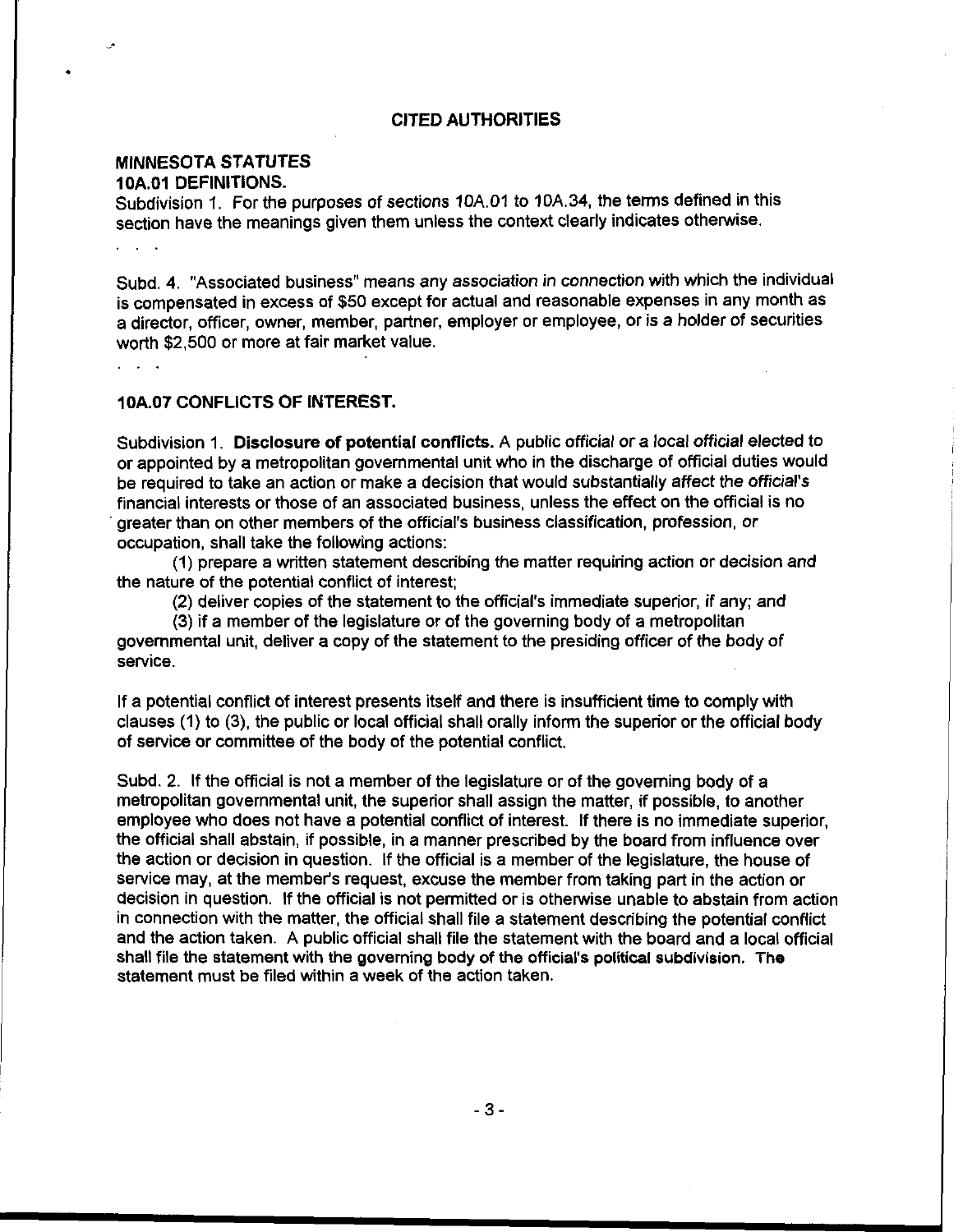## CITED AUTHORITIES

### MINNESOTA STATUTES

### 10A.01 DEFINITIONS.

Subdivision 1. For the purposes of sections 10A.01 to 10A.34, the terms defined in this section have the meanings given them unless the context clearly indicates otherwise.

. . .

Subd. 4. "Associated business" means any association in connection with which the individual is compensated in excess of $50 except for actual and reasonable expenses in any month as a director, officer, owner, member, partner, employer or employee, or is a holder of securities worth $2,500 or more at fair market value.

. . .

### 10A.07 CONFLICTS OF INTEREST.

Subdivision 1. **Disclosure of potential conflicts.** A public official or a local official elected to or appointed by a metropolitan governmental unit who in the discharge of official duties would be required to take an action or make a decision that would substantially affect the official's financial interests or those of an associated business, unless the effect on the official is no greater than on other members of the official's business classification, profession, or occupation, shall take the following actions:

(1) prepare a written statement describing the matter requiring action or decision and the nature of the potential conflict of interest;

(2) deliver copies of the statement to the official's immediate superior, if any; and

(3) if a member of the legislature or of the governing body of a metropolitan governmental unit, deliver a copy of the statement to the presiding officer of the body of service.

If a potential conflict of interest presents itself and there is insufficient time to comply with clauses (1) to (3), the public or local official shall orally inform the superior or the official body of service or committee of the body of the potential conflict.

Subd. 2. If the official is not a member of the legislature or of the governing body of a metropolitan governmental unit, the superior shall assign the matter, if possible, to another employee who does not have a potential conflict of interest. If there is no immediate superior, the official shall abstain, if possible, in a manner prescribed by the board from influence over the action or decision in question. If the official is a member of the legislature, the house of service may, at the member's request, excuse the member from taking part in the action or decision in question. If the official is not permitted or is otherwise unable to abstain from action in connection with the matter, the official shall file a statement describing the potential conflict and the action taken. A public official shall file the statement with the board and a local official shall file the statement with the governing body of the official's political subdivision. The statement must be filed within a week of the action taken.